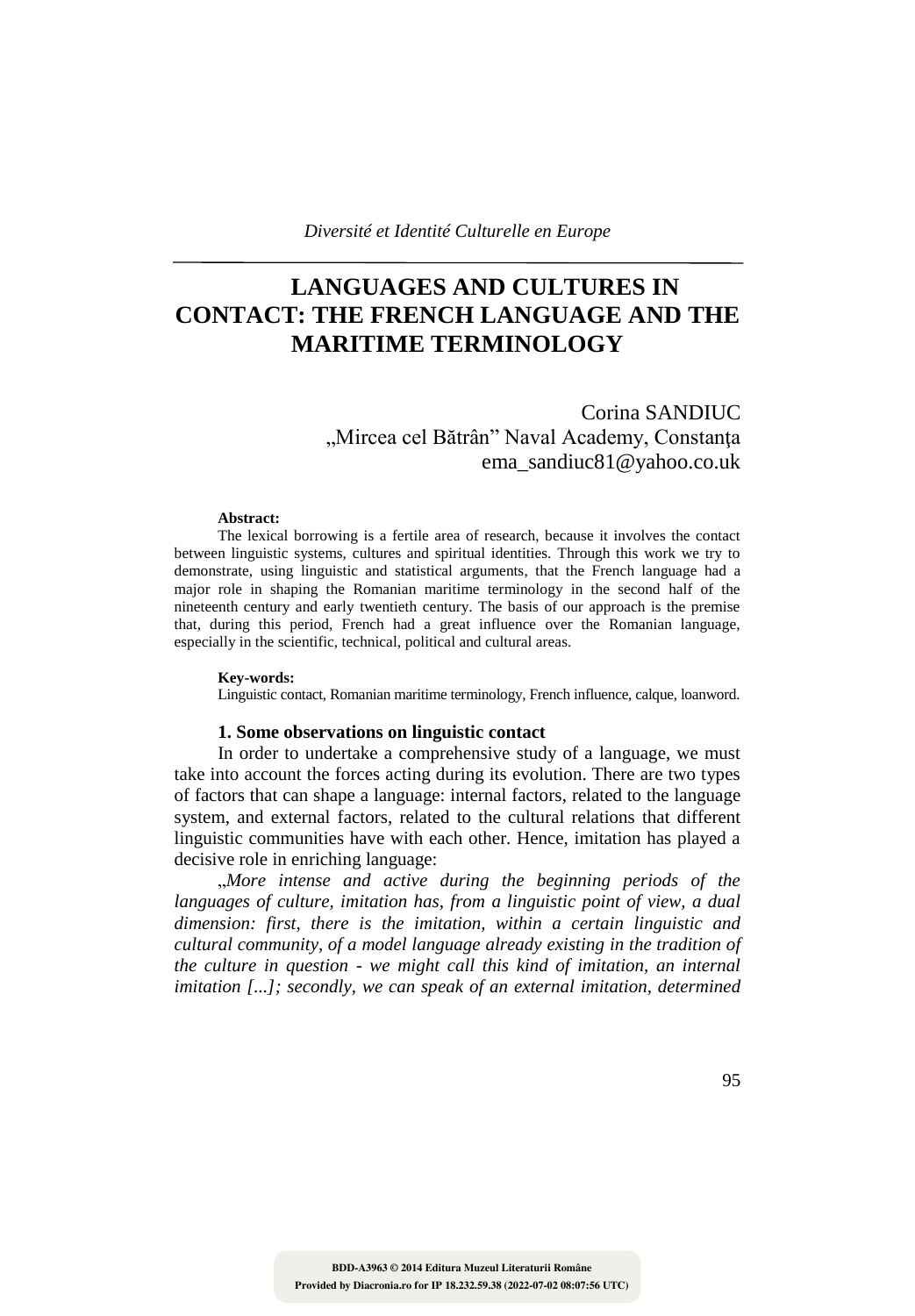# LANGUAGES AND CULTURES IN CONTACT: THE FRENCH LANGUAGE AND THE MARITIME TERMINOLOGY

Corina SANDIUC
„Mircea cel Bătrân" Naval Academy, Constanţa
ema_sandiuc81@yahoo.co.uk

**Abstract:**

The lexical borrowing is a fertile area of research, because it involves the contact between linguistic systems, cultures and spiritual identities. Through this work we try to demonstrate, using linguistic and statistical arguments, that the French language had a major role in shaping the Romanian maritime terminology in the second half of the nineteenth century and early twentieth century. The basis of our approach is the premise that, during this period, French had a great influence over the Romanian language, especially in the scientific, technical, political and cultural areas.

**Key-words:**

Linguistic contact, Romanian maritime terminology, French influence, calque, loanword.

### 1. Some observations on linguistic contact

In order to undertake a comprehensive study of a language, we must take into account the forces acting during its evolution. There are two types of factors that can shape a language: internal factors, related to the language system, and external factors, related to the cultural relations that different linguistic communities have with each other. Hence, imitation has played a decisive role in enriching language:

„*More intense and active during the beginning periods of the languages of culture, imitation has, from a linguistic point of view, a dual dimension: first, there is the imitation, within a certain linguistic and cultural community, of a model language already existing in the tradition of the culture in question - we might call this kind of imitation, an internal imitation [...]; secondly, we can speak of an external imitation, determined*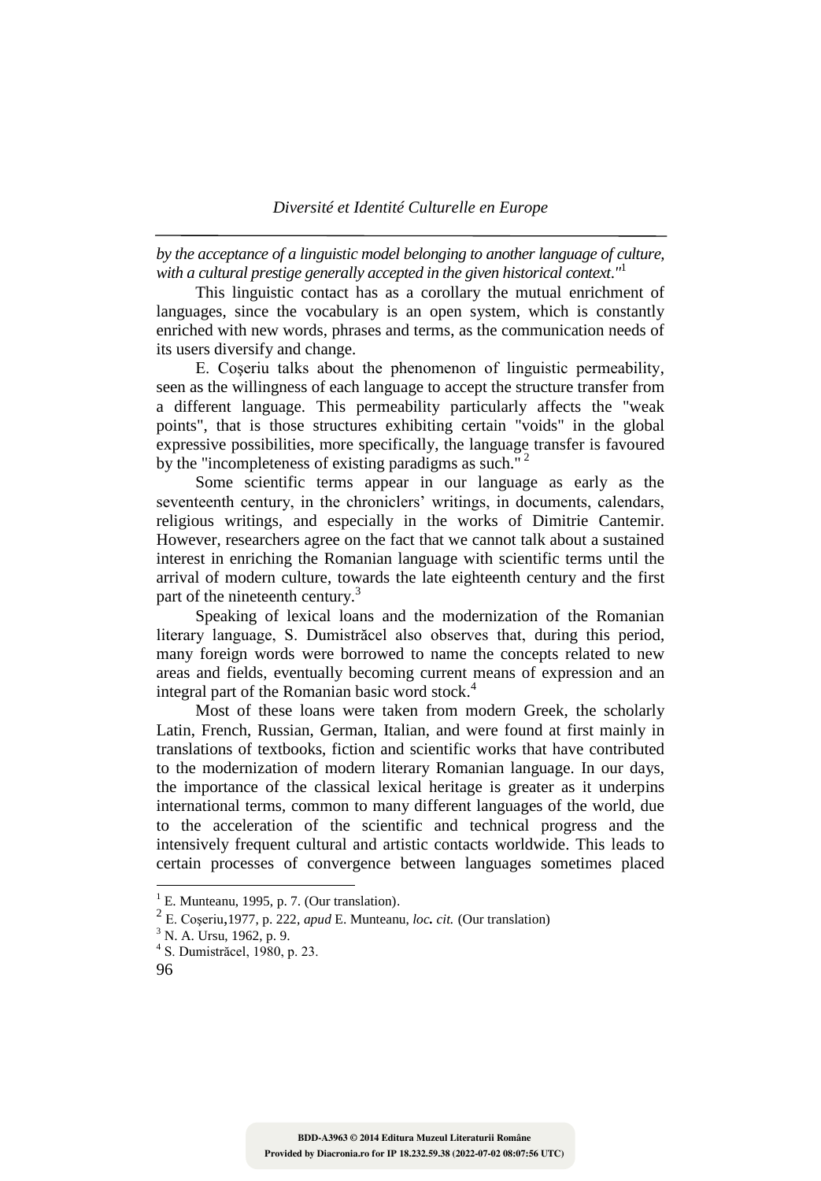*by the acceptance of a linguistic model belonging to another language of culture, with a cultural prestige generally accepted in the given historical context."*[1]

This linguistic contact has as a corollary the mutual enrichment of languages, since the vocabulary is an open system, which is constantly enriched with new words, phrases and terms, as the communication needs of its users diversify and change.

E. Coşeriu talks about the phenomenon of linguistic permeability, seen as the willingness of each language to accept the structure transfer from a different language. This permeability particularly affects the "weak points", that is those structures exhibiting certain "voids" in the global expressive possibilities, more specifically, the language transfer is favoured by the "incompleteness of existing paradigms as such." [2]

Some scientific terms appear in our language as early as the seventeenth century, in the chroniclers' writings, in documents, calendars, religious writings, and especially in the works of Dimitrie Cantemir. However, researchers agree on the fact that we cannot talk about a sustained interest in enriching the Romanian language with scientific terms until the arrival of modern culture, towards the late eighteenth century and the first part of the nineteenth century.[3]

Speaking of lexical loans and the modernization of the Romanian literary language, S. Dumistrăcel also observes that, during this period, many foreign words were borrowed to name the concepts related to new areas and fields, eventually becoming current means of expression and an integral part of the Romanian basic word stock.[4]

Most of these loans were taken from modern Greek, the scholarly Latin, French, Russian, German, Italian, and were found at first mainly in translations of textbooks, fiction and scientific works that have contributed to the modernization of modern literary Romanian language. In our days, the importance of the classical lexical heritage is greater as it underpins international terms, common to many different languages of the world, due to the acceleration of the scientific and technical progress and the intensively frequent cultural and artistic contacts worldwide. This leads to certain processes of convergence between languages sometimes placed

---

[1] E. Munteanu, 1995, p. 7. (Our translation).

[2] E. Coşeriu, 1977, p. 222, *apud* E. Munteanu, *loc. cit.* (Our translation)

[3] N. A. Ursu, 1962, p. 9.

[4] S. Dumistrăcel, 1980, p. 23.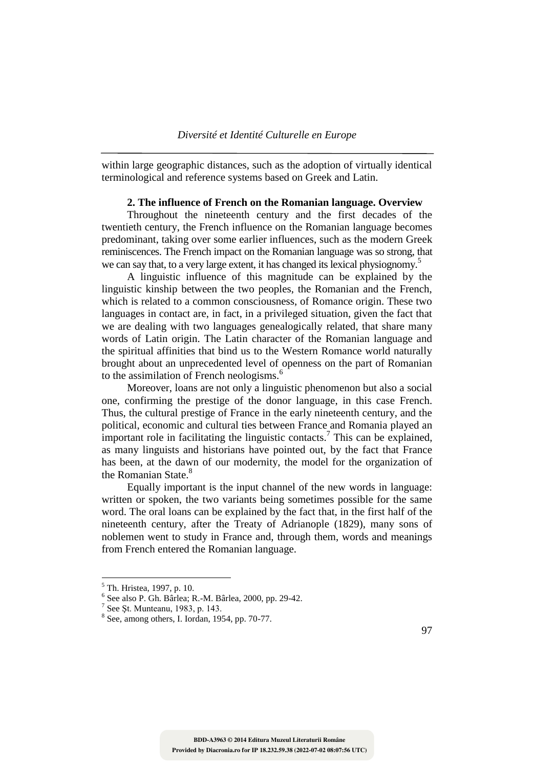within large geographic distances, such as the adoption of virtually identical terminological and reference systems based on Greek and Latin.

## 2. The influence of French on the Romanian language. Overview

Throughout the nineteenth century and the first decades of the twentieth century, the French influence on the Romanian language becomes predominant, taking over some earlier influences, such as the modern Greek reminiscences. The French impact on the Romanian language was so strong, that we can say that, to a very large extent, it has changed its lexical physiognomy.[5]

A linguistic influence of this magnitude can be explained by the linguistic kinship between the two peoples, the Romanian and the French, which is related to a common consciousness, of Romance origin. These two languages in contact are, in fact, in a privileged situation, given the fact that we are dealing with two languages genealogically related, that share many words of Latin origin. The Latin character of the Romanian language and the spiritual affinities that bind us to the Western Romance world naturally brought about an unprecedented level of openness on the part of Romanian to the assimilation of French neologisms.[6]

Moreover, loans are not only a linguistic phenomenon but also a social one, confirming the prestige of the donor language, in this case French. Thus, the cultural prestige of France in the early nineteenth century, and the political, economic and cultural ties between France and Romania played an important role in facilitating the linguistic contacts.[7] This can be explained, as many linguists and historians have pointed out, by the fact that France has been, at the dawn of our modernity, the model for the organization of the Romanian State.[8]

Equally important is the input channel of the new words in language: written or spoken, the two variants being sometimes possible for the same word. The oral loans can be explained by the fact that, in the first half of the nineteenth century, after the Treaty of Adrianople (1829), many sons of noblemen went to study in France and, through them, words and meanings from French entered the Romanian language.

---

[5] Th. Hristea, 1997, p. 10.

[6] See also P. Gh. Bârlea; R.-M. Bârlea, 2000, pp. 29-42.

[7] See Șt. Munteanu, 1983, p. 143.

[8] See, among others, I. Iordan, 1954, pp. 70-77.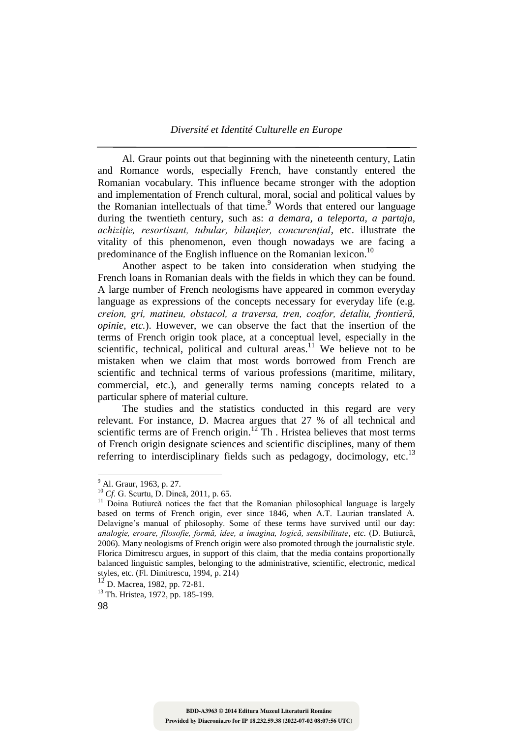Al. Graur points out that beginning with the nineteenth century, Latin and Romance words, especially French, have constantly entered the Romanian vocabulary. This influence became stronger with the adoption and implementation of French cultural, moral, social and political values by the Romanian intellectuals of that time.[9] Words that entered our language during the twentieth century, such as: *a demara*, *a teleporta*, *a partaja*, *achiziţie, resortisant, tubular, bilanţier, concurenţial*, etc. illustrate the vitality of this phenomenon, even though nowadays we are facing a predominance of the English influence on the Romanian lexicon.[10]

Another aspect to be taken into consideration when studying the French loans in Romanian deals with the fields in which they can be found. A large number of French neologisms have appeared in common everyday language as expressions of the concepts necessary for everyday life (e.g. *creion, gri, matineu, obstacol, a traversa, tren, coafor, detaliu, frontieră, opinie, etc.*). However, we can observe the fact that the insertion of the terms of French origin took place, at a conceptual level, especially in the scientific, technical, political and cultural areas.[11] We believe not to be mistaken when we claim that most words borrowed from French are scientific and technical terms of various professions (maritime, military, commercial, etc.), and generally terms naming concepts related to a particular sphere of material culture.

The studies and the statistics conducted in this regard are very relevant. For instance, D. Macrea argues that 27 % of all technical and scientific terms are of French origin.[12] Th . Hristea believes that most terms of French origin designate sciences and scientific disciplines, many of them referring to interdisciplinary fields such as pedagogy, docimology, etc.[13]

---

[9] Al. Graur, 1963, p. 27.

[10] *Cf.* G. Scurtu, D. Dincă, 2011, p. 65.

[11] Doina Butiurcă notices the fact that the Romanian philosophical language is largely based on terms of French origin, ever since 1846, when A.T. Laurian translated A. Delavigne's manual of philosophy. Some of these terms have survived until our day: *analogie, eroare, filosofie, formă, idee, a imagina, logică, sensibilitate*, *etc.* (D. Butiurcă, 2006). Many neologisms of French origin were also promoted through the journalistic style. Florica Dimitrescu argues, in support of this claim, that the media contains proportionally balanced linguistic samples, belonging to the administrative, scientific, electronic, medical styles, etc. (Fl. Dimitrescu, 1994, p. 214)

[12] D. Macrea, 1982, pp. 72-81.

[13] Th. Hristea, 1972, pp. 185-199.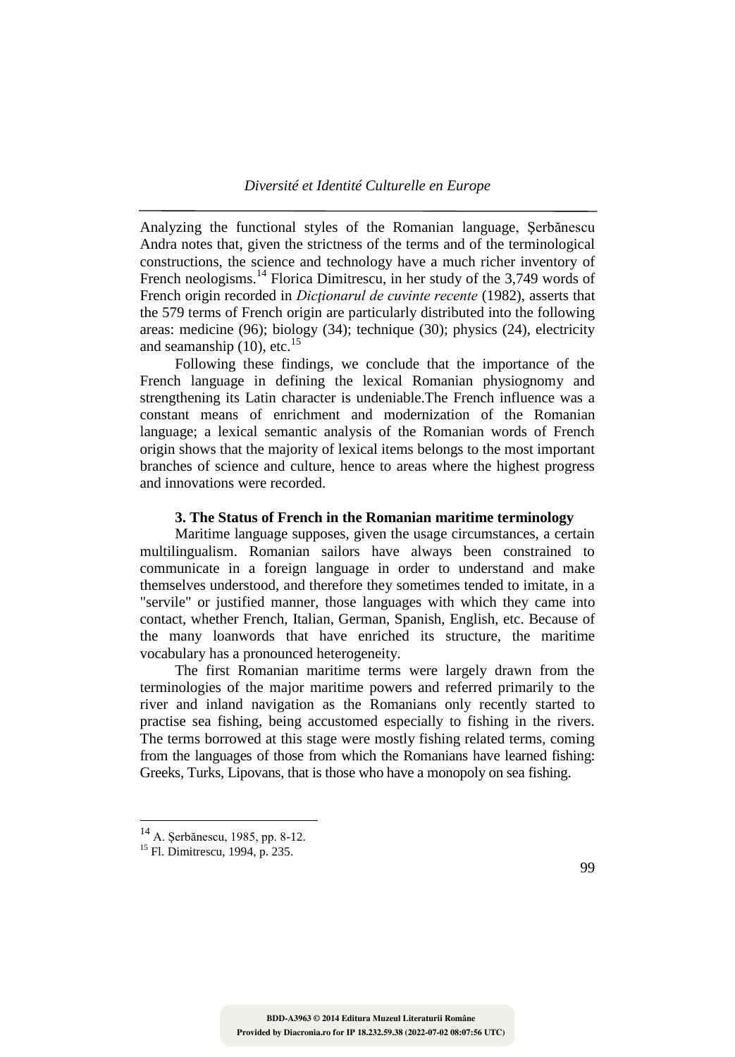Analyzing the functional styles of the Romanian language, Şerbănescu Andra notes that, given the strictness of the terms and of the terminological constructions, the science and technology have a much richer inventory of French neologisms.[14] Florica Dimitrescu, in her study of the 3,749 words of French origin recorded in *Dicţionarul de cuvinte recente* (1982), asserts that the 579 terms of French origin are particularly distributed into the following areas: medicine (96); biology (34); technique (30); physics (24), electricity and seamanship (10), etc.[15]

Following these findings, we conclude that the importance of the French language in defining the lexical Romanian physiognomy and strengthening its Latin character is undeniable.The French influence was a constant means of enrichment and modernization of the Romanian language; a lexical semantic analysis of the Romanian words of French origin shows that the majority of lexical items belongs to the most important branches of science and culture, hence to areas where the highest progress and innovations were recorded.

### 3. The Status of French in the Romanian maritime terminology

Maritime language supposes, given the usage circumstances, a certain multilingualism. Romanian sailors have always been constrained to communicate in a foreign language in order to understand and make themselves understood, and therefore they sometimes tended to imitate, in a "servile" or justified manner, those languages with which they came into contact, whether French, Italian, German, Spanish, English, etc. Because of the many loanwords that have enriched its structure, the maritime vocabulary has a pronounced heterogeneity.

The first Romanian maritime terms were largely drawn from the terminologies of the major maritime powers and referred primarily to the river and inland navigation as the Romanians only recently started to practise sea fishing, being accustomed especially to fishing in the rivers. The terms borrowed at this stage were mostly fishing related terms, coming from the languages of those from which the Romanians have learned fishing: Greeks, Turks, Lipovans, that is those who have a monopoly on sea fishing.

---

[14] A. Şerbănescu, 1985, pp. 8-12.

[15] Fl. Dimitrescu, 1994, p. 235.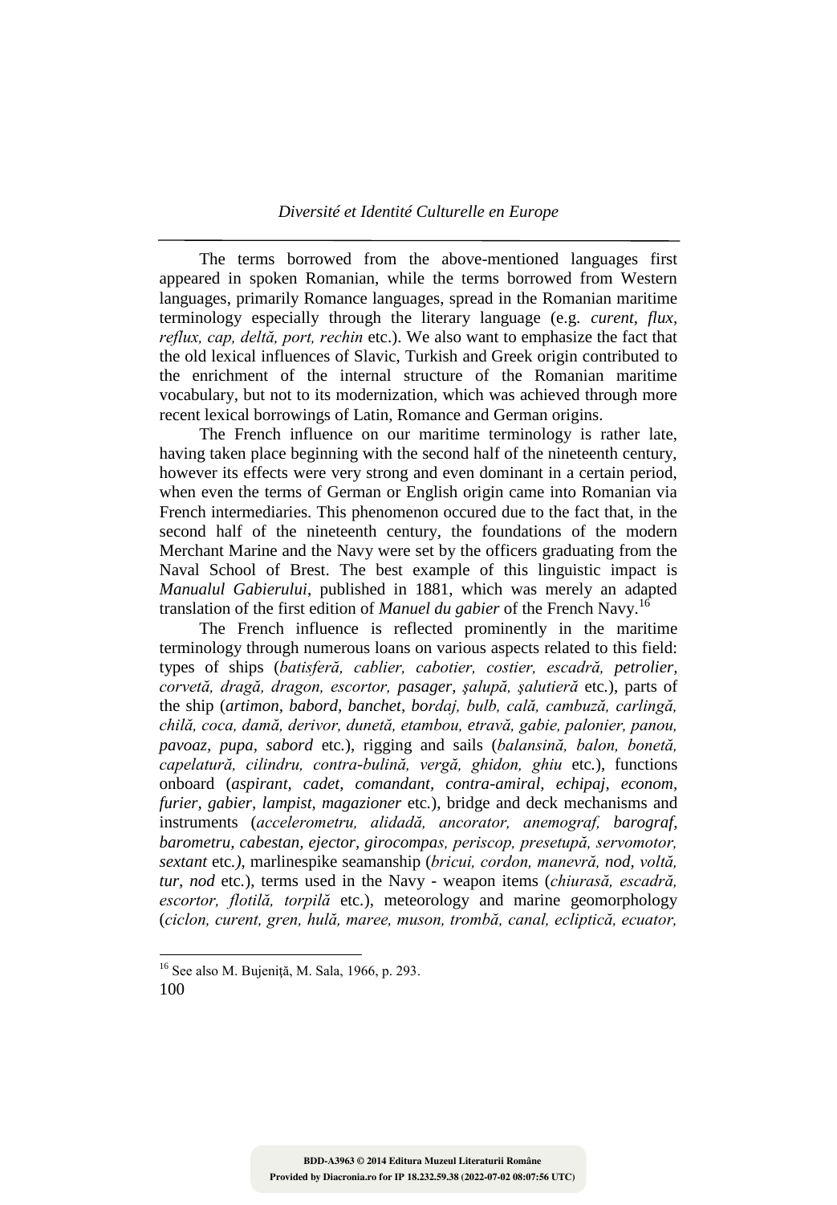The terms borrowed from the above-mentioned languages first appeared in spoken Romanian, while the terms borrowed from Western languages, primarily Romance languages, spread in the Romanian maritime terminology especially through the literary language (e.g. *curent*, *flux*, *reflux, cap, deltă, port, rechin* etc.). We also want to emphasize the fact that the old lexical influences of Slavic, Turkish and Greek origin contributed to the enrichment of the internal structure of the Romanian maritime vocabulary, but not to its modernization, which was achieved through more recent lexical borrowings of Latin, Romance and German origins.

The French influence on our maritime terminology is rather late, having taken place beginning with the second half of the nineteenth century, however its effects were very strong and even dominant in a certain period, when even the terms of German or English origin came into Romanian via French intermediaries. This phenomenon occured due to the fact that, in the second half of the nineteenth century, the foundations of the modern Merchant Marine and the Navy were set by the officers graduating from the Naval School of Brest. The best example of this linguistic impact is *Manualul Gabierului*, published in 1881, which was merely an adapted translation of the first edition of *Manuel du gabier* of the French Navy.[16]

The French influence is reflected prominently in the maritime terminology through numerous loans on various aspects related to this field: types of ships (*batisferă, cablier, cabotier, costier, escadră, petrolier, corvetă, dragă, dragon, escortor, pasager*, *şalupă, şalutieră* etc.), parts of the ship (*artimon*, *babord*, *banchet*, *bordaj, bulb, cală, cambuză, carlingă, chilă, coca, damă, derivor, dunetă, etambou, etravă, gabie, palonier, panou, pavoaz*, *pupa*, *sabord* etc.), rigging and sails (*balansină, balon, bonetă, capelatură, cilindru, contra-bulină, vergă, ghidon, ghiu* etc.), functions onboard (*aspirant*, *cadet*, *comandant*, *contra-amiral*, *echipaj*, *econom*, *furier*, *gabier*, *lampist*, *magazioner* etc.), bridge and deck mechanisms and instruments (*accelerometru, alidadă, ancorator, anemograf, barograf*, *barometru*, *cabestan*, *ejector*, *girocompas, periscop, presetupă, servomotor, sextant* etc*.)*, marlinespike seamanship (*bricui, cordon, manevră, nod*, *voltă, tur*, *nod* etc.), terms used in the Navy - weapon items (*chiurasă, escadră, escortor, flotilă, torpilă* etc.), meteorology and marine geomorphology (*ciclon, curent, gren, hulă, maree, muson, trombă, canal, ecliptică, ecuator,*

[16] See also M. Bujeniţă, M. Sala, 1966, p. 293.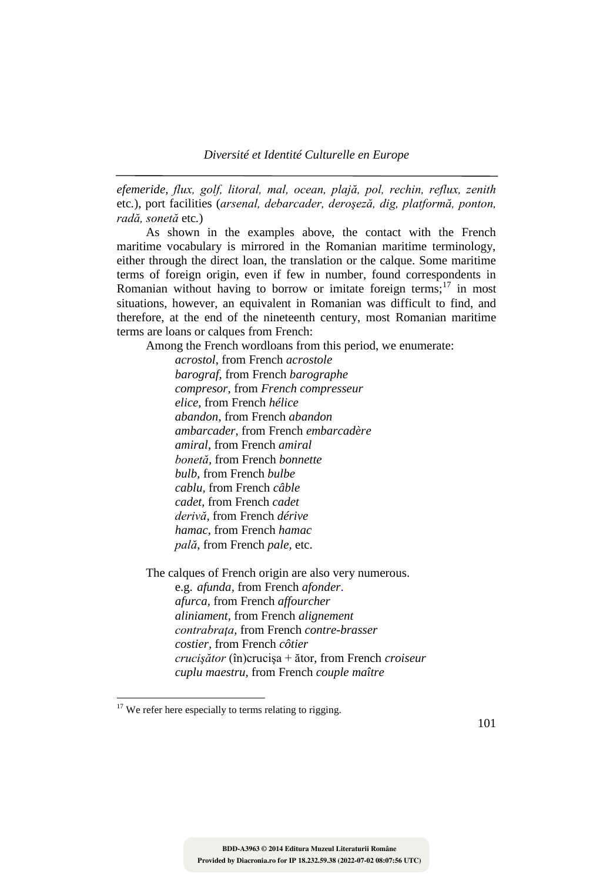*efemeride*, *flux, golf, litoral, mal, ocean, plajă, pol, rechin, reflux, zenith* etc.), port facilities (*arsenal, debarcader, deroşeză, dig, platformă, ponton, radă, sonetă* etc.)

As shown in the examples above, the contact with the French maritime vocabulary is mirrored in the Romanian maritime terminology, either through the direct loan, the translation or the calque. Some maritime terms of foreign origin, even if few in number, found correspondents in Romanian without having to borrow or imitate foreign terms;[17] in most situations, however, an equivalent in Romanian was difficult to find, and therefore, at the end of the nineteenth century, most Romanian maritime terms are loans or calques from French:

Among the French wordloans from this period, we enumerate:

*acrostol*, from French *acrostole*
*barograf*, from French *barographe*
*compresor*, from *French compresseur*
*elice*, from French *hélice*
*abandon*, from French *abandon*
*ambarcader*, from French *embarcadère*
*amiral*, from French *amiral*
*bonetă*, from French *bonnette*
*bulb*, from French *bulbe*
*cablu*, from French *câble*
*cadet*, from French *cadet*
*derivă*, from French *dérive*
*hamac*, from French *hamac*
*pală*, from French *pale*, etc.

The calques of French origin are also very numerous.

e.g. *afunda*, from French *afonder*.
*afurca*, from French *affourcher*
*aliniament*, from French *alignement*
*contrabraţa*, from French *contre-brasser*
*costier*, from French *côtier*
*crucişător* (în)crucişa + ător, from French *croiseur*
*cuplu maestru*, from French *couple maître*

---

[17] We refer here especially to terms relating to rigging.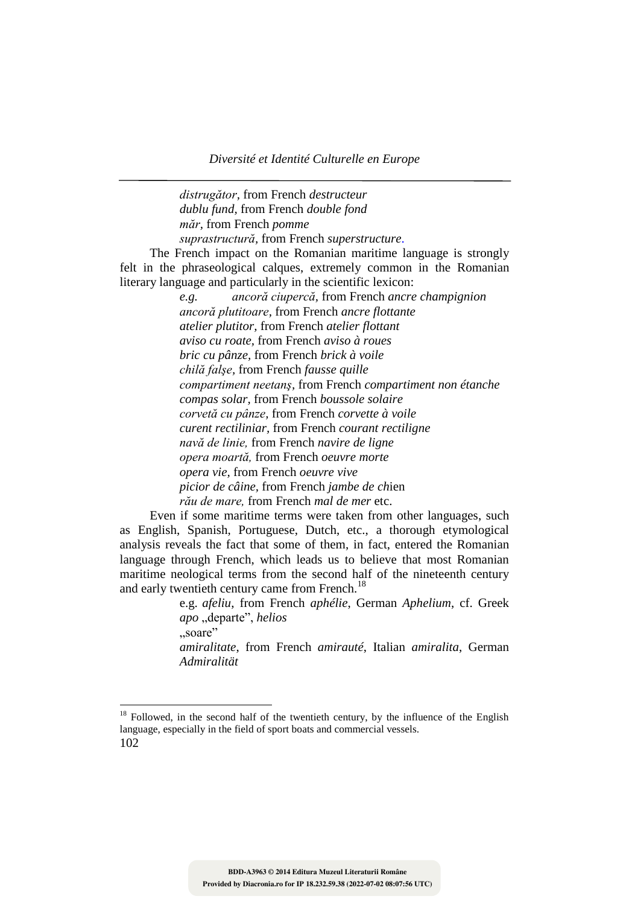*distrugător*, from French *destructeur*
*dublu fund*, from French *double fond*
*măr*, from French *pomme*
*suprastructură*, from French *superstructure*.

The French impact on the Romanian maritime language is strongly felt in the phraseological calques, extremely common in the Romanian literary language and particularly in the scientific lexicon:

*e.g.* *ancoră ciupercă*, from French *ancre champignion*
*ancoră plutitoare*, from French *ancre flottante*
*atelier plutitor*, from French *atelier flottant*
*aviso cu roate*, from French *aviso à roues*
*bric cu pânze*, from French *brick à voile*
*chilă falşe*, from French *fausse quille*
*compartiment neetanş*, from French *compartiment non étanche*
*compas solar*, from French *boussole solaire*
*corvetă cu pânze*, from French *corvette à voile*
*curent rectiliniar*, from French *courant rectiligne*
*navă de linie*, from French *navire de ligne*
*opera moartă*, from French *oeuvre morte*
*opera vie*, from French *oeuvre vive*
*picior de câine*, from French *jambe de ch*ien
*rău de mare*, from French *mal de mer* etc.

Even if some maritime terms were taken from other languages, such as English, Spanish, Portuguese, Dutch, etc., a thorough etymological analysis reveals the fact that some of them, in fact, entered the Romanian language through French, which leads us to believe that most Romanian maritime neological terms from the second half of the nineteenth century and early twentieth century came from French.[18]

e.g. *afeliu*, from French *aphélie*, German *Aphelium*, cf. Greek *apo* „departe”, *helios* „soare”
*amiralitate*, from French *amirauté*, Italian *amiralita*, German *Admiralität*

[18] Followed, in the second half of the twentieth century, by the influence of the English language, especially in the field of sport boats and commercial vessels.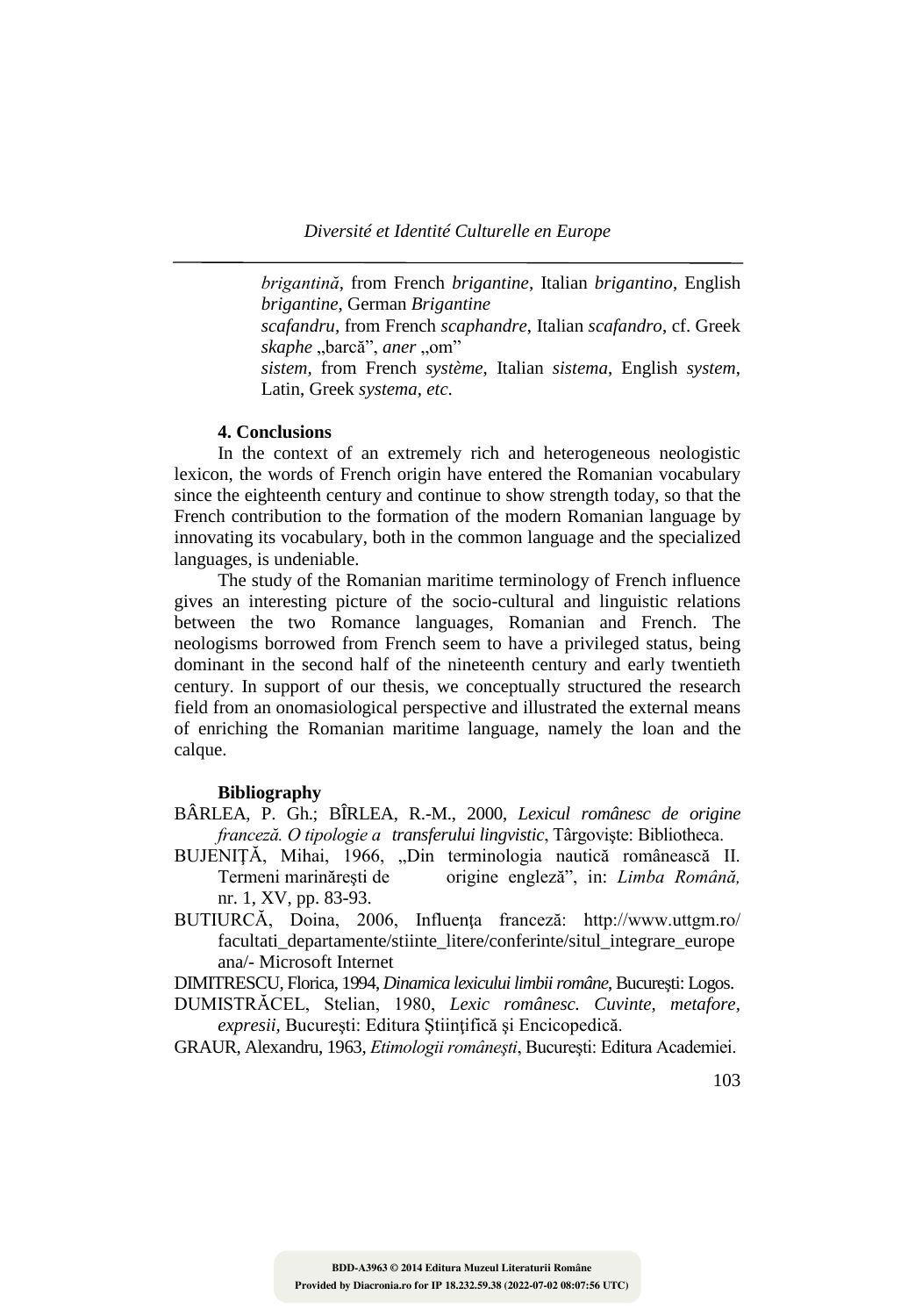*brigantină,* from French *brigantine,* Italian *brigantino*, English *brigantine,* German *Brigantine*

*scafandru,* from French *scaphandre,* Italian *scafandro,* cf. Greek *skaphe* „barcă", *aner* „om"

*sistem,* from French *système,* Italian *sistema*, English *system*, Latin, Greek *systema, etc*.

**4. Conclusions**

In the context of an extremely rich and heterogeneous neologistic lexicon, the words of French origin have entered the Romanian vocabulary since the eighteenth century and continue to show strength today, so that the French contribution to the formation of the modern Romanian language by innovating its vocabulary, both in the common language and the specialized languages, is undeniable.

The study of the Romanian maritime terminology of French influence gives an interesting picture of the socio-cultural and linguistic relations between the two Romance languages, Romanian and French. The neologisms borrowed from French seem to have a privileged status, being dominant in the second half of the nineteenth century and early twentieth century. In support of our thesis, we conceptually structured the research field from an onomasiological perspective and illustrated the external means of enriching the Romanian maritime language, namely the loan and the calque.

**Bibliography**

BÂRLEA, P. Gh.; BÎRLEA, R.-M., 2000, *Lexicul românesc de origine franceză. O tipologie a transferului lingvistic*, Târgovişte: Bibliotheca.

BUJENIŢĂ, Mihai, 1966, „Din terminologia nautică românească II. Termeni marinăreşti de origine engleză", in: *Limba Română,* nr. 1, XV, pp. 83-93.

BUTIURCĂ, Doina, 2006, Influenţa franceză: http://www.uttgm.ro/facultati_departamente/stiinte_litere/conferinte/situl_integrare_europeana/- Microsoft Internet

DIMITRESCU, Florica, 1994, *Dinamica lexicului limbii române*, Bucureşti: Logos.

DUMISTRĂCEL, Stelian, 1980, *Lexic românesc. Cuvinte, metafore, expresii,* Bucureşti: Editura Ştiinţifică şi Encicopedică.

GRAUR, Alexandru, 1963, *Etimologii româneşti*, Bucureşti: Editura Academiei.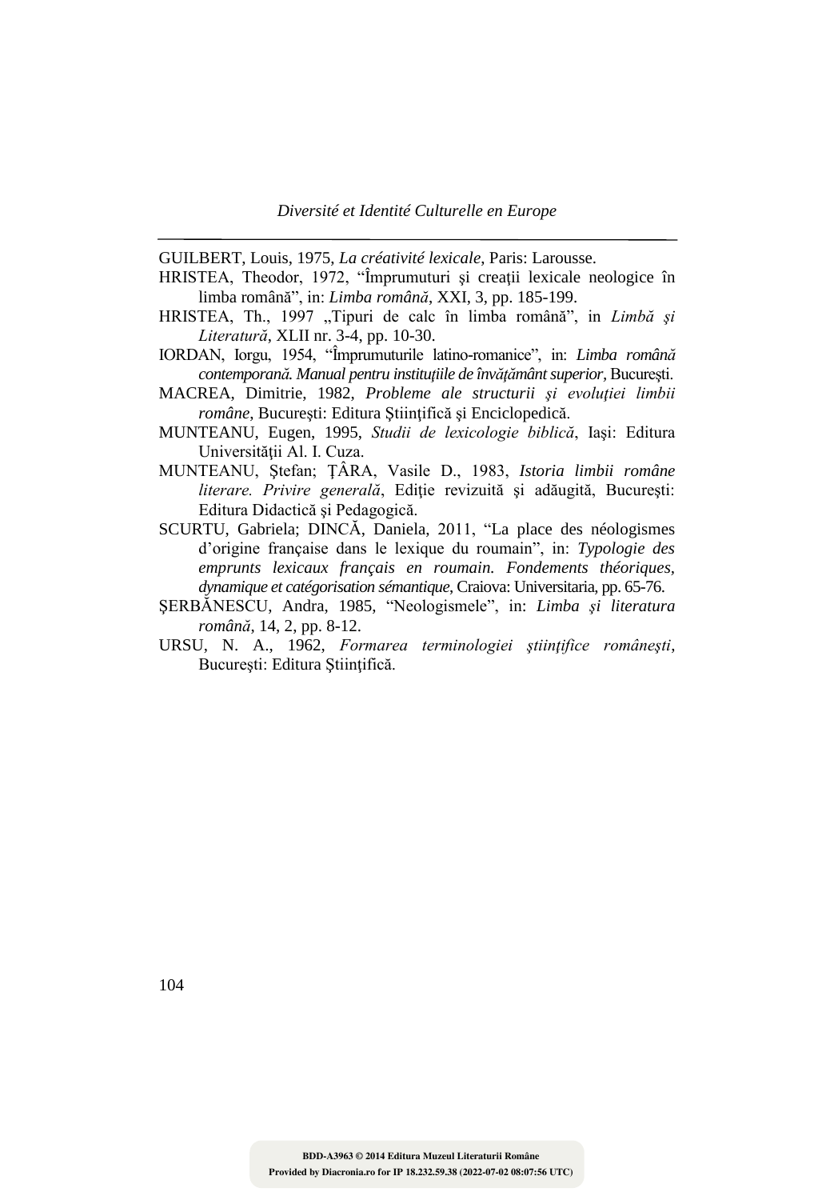GUILBERT, Louis, 1975, *La créativité lexicale*, Paris: Larousse.

HRISTEA, Theodor, 1972, "Împrumuturi şi creaţii lexicale neologice în limba română", in: *Limba română*, XXI, 3, pp. 185-199.

HRISTEA, Th., 1997 „Tipuri de calc în limba română", in *Limbă şi Literatură*, XLII nr. 3-4, pp. 10-30.

IORDAN, Iorgu, 1954, "Împrumuturile latino-romanice", in: *Limba română contemporană. Manual pentru instituţiile de învăţământ superior*, Bucureşti.

MACREA, Dimitrie, 1982, *Probleme ale structurii şi evoluţiei limbii române*, Bucureşti: Editura Ştiinţifică şi Enciclopedică.

MUNTEANU, Eugen, 1995, *Studii de lexicologie biblică*, Iaşi: Editura Universităţii Al. I. Cuza.

MUNTEANU, Ştefan; ŢÂRA, Vasile D., 1983, *Istoria limbii române literare. Privire generală*, Ediţie revizuită şi adăugită, Bucureşti: Editura Didactică şi Pedagogică.

SCURTU, Gabriela; DINCĂ, Daniela, 2011, "La place des néologismes d'origine française dans le lexique du roumain", in: *Typologie des emprunts lexicaux français en roumain. Fondements théoriques, dynamique et catégorisation sémantique*, Craiova: Universitaria, pp. 65-76.

ŞERBĂNESCU, Andra, 1985, "Neologismele", in: *Limba şi literatura română*, 14, 2, pp. 8-12.

URSU, N. A., 1962, *Formarea terminologiei ştiinţifice româneşti*, Bucureşti: Editura Ştiinţifică.